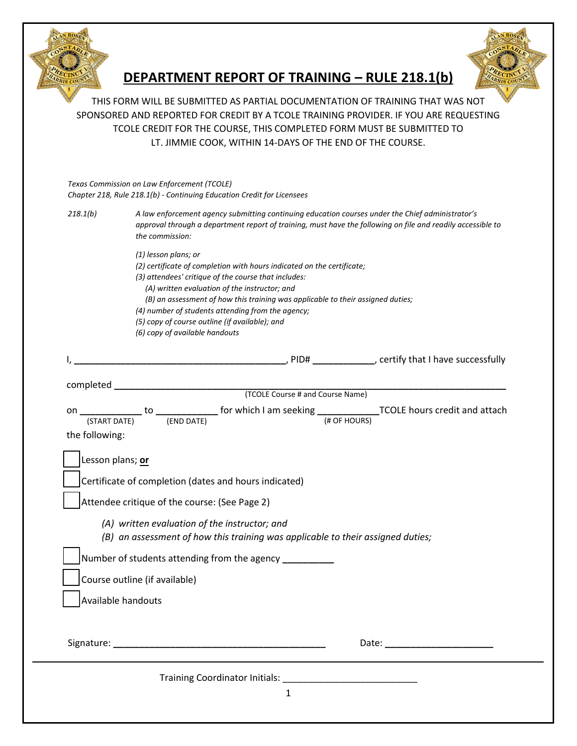# DEPARTMENT REPORT OF TRAINING – RULE 218.1(b)

THIS FORM WILL BE SUBMITTED AS PARTIAL DOCUMENTATION OF TRAINING THAT WAS NOT SPONSORED AND REPORTED FOR CREDIT BY A TCOLE TRAINING PROVIDER. IF YOU ARE REQUESTING TCOLE CREDIT FOR THE COURSE, THIS COMPLETED FORM MUST BE SUBMITTED TO LT. JIMMIE COOK, WITHIN 14-DAYS OF THE END OF THE COURSE.

*Texas Commission on Law Enforcement (TCOLE)*
*Chapter 218, Rule 218.1(b) - Continuing Education Credit for Licensees*

*218.1(b)* *A law enforcement agency submitting continuing education courses under the Chief administrator's approval through a department report of training, must have the following on file and readily accessible to the commission:*

*(1) lesson plans; or*
*(2) certificate of completion with hours indicated on the certificate;*
*(3) attendees' critique of the course that includes:*
*(A) written evaluation of the instructor; and*
*(B) an assessment of how this training was applicable to their assigned duties;*
*(4) number of students attending from the agency;*
*(5) copy of course outline (if available); and*
*(6) copy of available handouts*

I, ________________________________________, PID# ___________, certify that I have successfully

completed ______________________________________________________________________
(TCOLE Course # and Course Name)

on ___________ to ___________ for which I am seeking ___________TCOLE hours credit and attach
(START DATE) (END DATE) (# OF HOURS)

the following:

☐ Lesson plans; **or**

☐ Certificate of completion (dates and hours indicated)

☐ Attendee critique of the course: (See Page 2)

*(A) written evaluation of the instructor; and*
*(B) an assessment of how this training was applicable to their assigned duties;*

☐ Number of students attending from the agency __________

☐ Course outline (if available)

☐ Available handouts

Signature: ________________________________________ Date: ____________________

---

Training Coordinator Initials: _________________________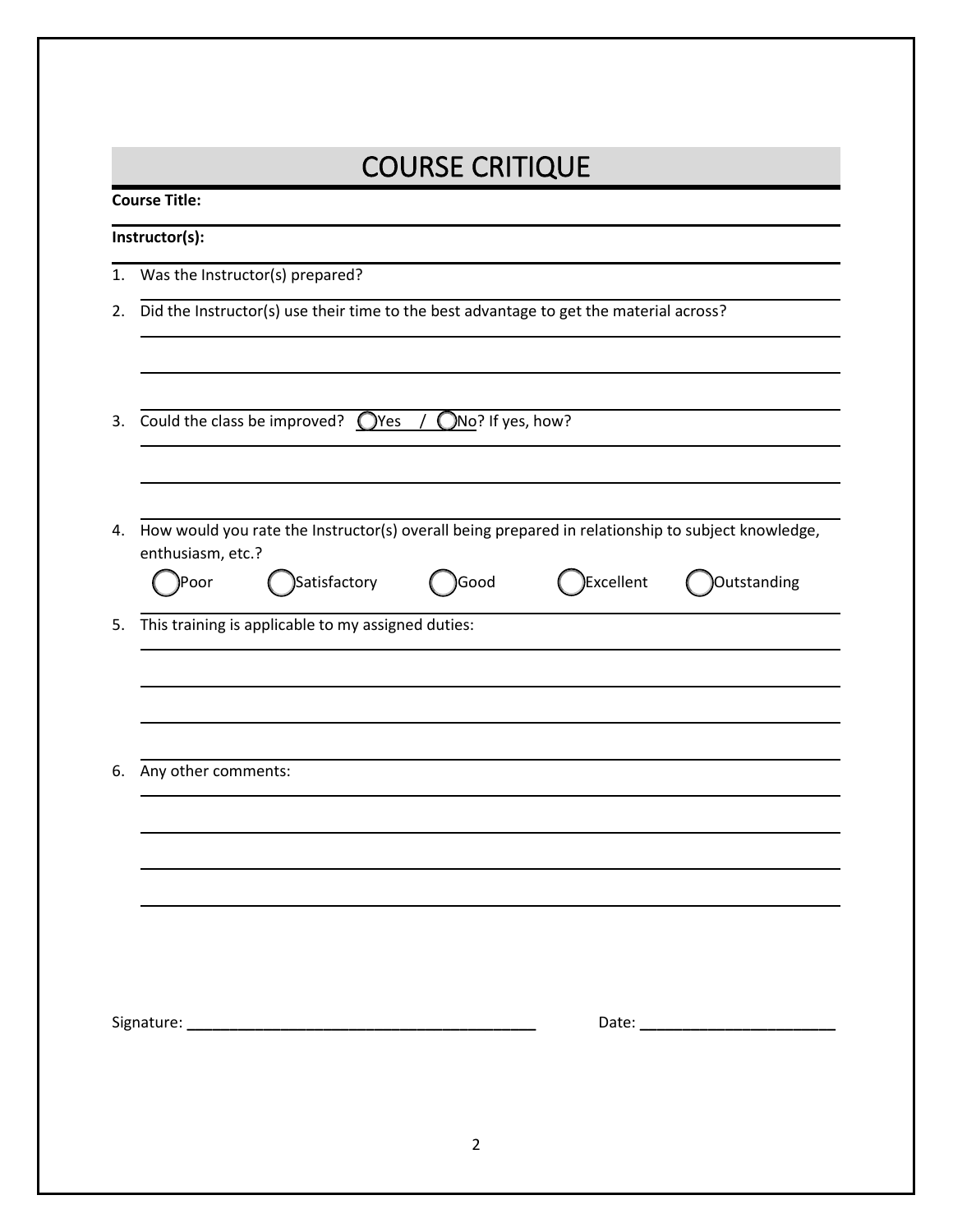# COURSE CRITIQUE

**Course Title:**

**Instructor(s):**

1. Was the Instructor(s) prepared?

2. Did the Instructor(s) use their time to the best advantage to get the material across?

3. Could the class be improved? ◯Yes / ◯No? If yes, how?

4. How would you rate the Instructor(s) overall being prepared in relationship to subject knowledge, enthusiasm, etc.?

   ◯Poor ◯Satisfactory ◯Good ◯Excellent ◯Outstanding

5. This training is applicable to my assigned duties:

6. Any other comments:

Signature: ________________________________________ Date: ______________________